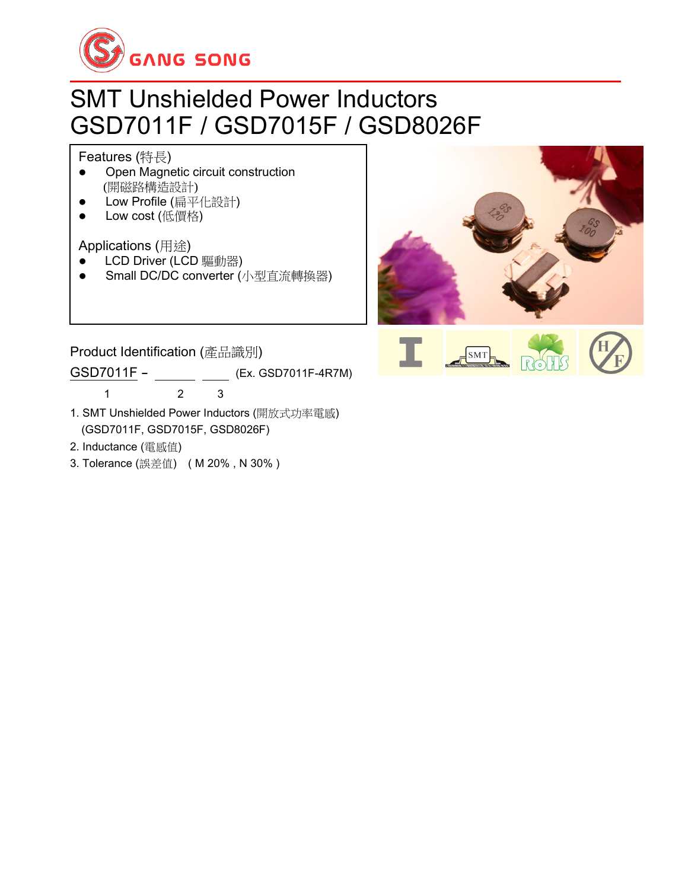GANG SONG

# SMT Unshielded Power Inductors
# GSD7011F / GSD7015F / GSD8026F

**Features (特長)**

- Open Magnetic circuit construction (開磁路構造設計)
- Low Profile (扁平化設計)
- Low cost (低價格)

**Applications (用途)**

- LCD Driver (LCD 驅動器)
- Small DC/DC converter (小型直流轉換器)

**Product Identification (產品識別)**

GSD7011F – ______ ____ (Ex. GSD7011F-4R7M)

1 2 3

1. SMT Unshielded Power Inductors (開放式功率電感)
   (GSD7011F, GSD7015F, GSD8026F)
2. Inductance (電感值)
3. Tolerance (誤差值) ( M 20% , N 30% )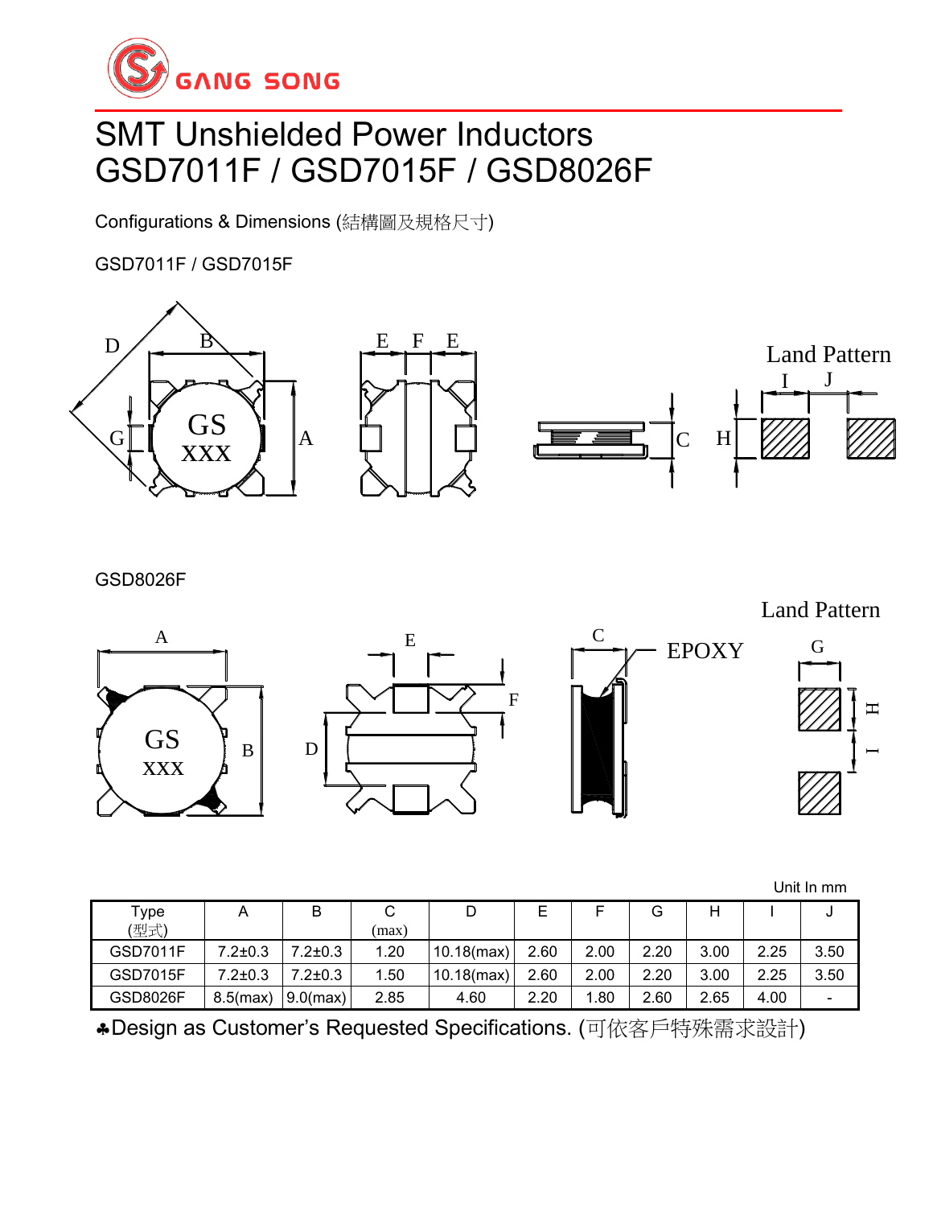GANG SONG

# SMT Unshielded Power Inductors
# GSD7011F / GSD7015F / GSD8026F

Configurations & Dimensions (結構圖及規格尺寸)

GSD7011F / GSD7015F

GSD8026F

Unit In mm

| Type (型式) | A | B | C (max) | D | E | F | G | H | I | J |
|---|---|---|---|---|---|---|---|---|---|---|
| GSD7011F | 7.2±0.3 | 7.2±0.3 | 1.20 | 10.18(max) | 2.60 | 2.00 | 2.20 | 3.00 | 2.25 | 3.50 |
| GSD7015F | 7.2±0.3 | 7.2±0.3 | 1.50 | 10.18(max) | 2.60 | 2.00 | 2.20 | 3.00 | 2.25 | 3.50 |
| GSD8026F | 8.5(max) | 9.0(max) | 2.85 | 4.60 | 2.20 | 1.80 | 2.60 | 2.65 | 4.00 | - |

♣Design as Customer's Requested Specifications. (可依客戶特殊需求設計)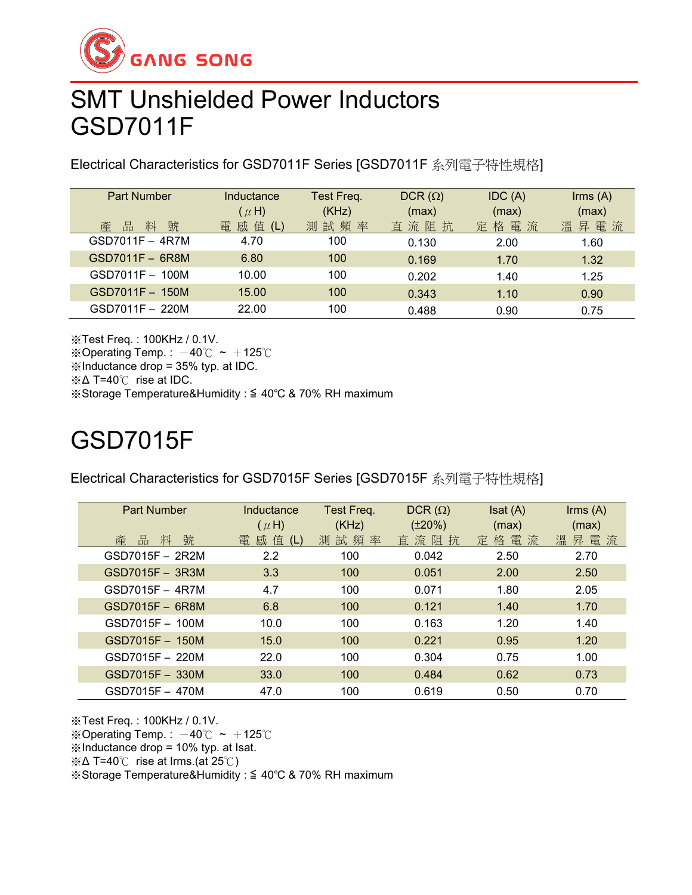GANG SONG

# SMT Unshielded Power Inductors
# GSD7011F

Electrical Characteristics for GSD7011F Series [GSD7011F 系列電子特性規格]

| Part Number<br>產 品 料 號 | Inductance<br>(μH)<br>電 感 值 (L) | Test Freq.<br>(KHz)<br>測 試 頻 率 | DCR (Ω)<br>(max)<br>直 流 阻 抗 | IDC (A)<br>(max)<br>定 格 電 流 | Irms (A)<br>(max)<br>溫 昇 電 流 |
|---|---|---|---|---|---|
| GSD7011F – 4R7M | 4.70 | 100 | 0.130 | 2.00 | 1.60 |
| GSD7011F – 6R8M | 6.80 | 100 | 0.169 | 1.70 | 1.32 |
| GSD7011F – 100M | 10.00 | 100 | 0.202 | 1.40 | 1.25 |
| GSD7011F – 150M | 15.00 | 100 | 0.343 | 1.10 | 0.90 |
| GSD7011F – 220M | 22.00 | 100 | 0.488 | 0.90 | 0.75 |

※Test Freq. : 100KHz / 0.1V.
※Operating Temp. : －40℃ ~ ＋125℃
※Inductance drop = 35% typ. at IDC.
※Δ T=40℃ rise at IDC.
※Storage Temperature&Humidity : ≦ 40℃ & 70% RH maximum

# GSD7015F

Electrical Characteristics for GSD7015F Series [GSD7015F 系列電子特性規格]

| Part Number<br>產 品 料 號 | Inductance<br>(μH)<br>電 感 值 (L) | Test Freq.<br>(KHz)<br>測 試 頻 率 | DCR (Ω)<br>(±20%)<br>直 流 阻 抗 | Isat (A)<br>(max)<br>定 格 電 流 | Irms (A)<br>(max)<br>溫 昇 電 流 |
|---|---|---|---|---|---|
| GSD7015F – 2R2M | 2.2 | 100 | 0.042 | 2.50 | 2.70 |
| GSD7015F – 3R3M | 3.3 | 100 | 0.051 | 2.00 | 2.50 |
| GSD7015F – 4R7M | 4.7 | 100 | 0.071 | 1.80 | 2.05 |
| GSD7015F – 6R8M | 6.8 | 100 | 0.121 | 1.40 | 1.70 |
| GSD7015F – 100M | 10.0 | 100 | 0.163 | 1.20 | 1.40 |
| GSD7015F – 150M | 15.0 | 100 | 0.221 | 0.95 | 1.20 |
| GSD7015F – 220M | 22.0 | 100 | 0.304 | 0.75 | 1.00 |
| GSD7015F – 330M | 33.0 | 100 | 0.484 | 0.62 | 0.73 |
| GSD7015F – 470M | 47.0 | 100 | 0.619 | 0.50 | 0.70 |

※Test Freq. : 100KHz / 0.1V.
※Operating Temp. : －40℃ ~ ＋125℃
※Inductance drop = 10% typ. at Isat.
※Δ T=40℃ rise at Irms.(at 25℃)
※Storage Temperature&Humidity : ≦ 40℃ & 70% RH maximum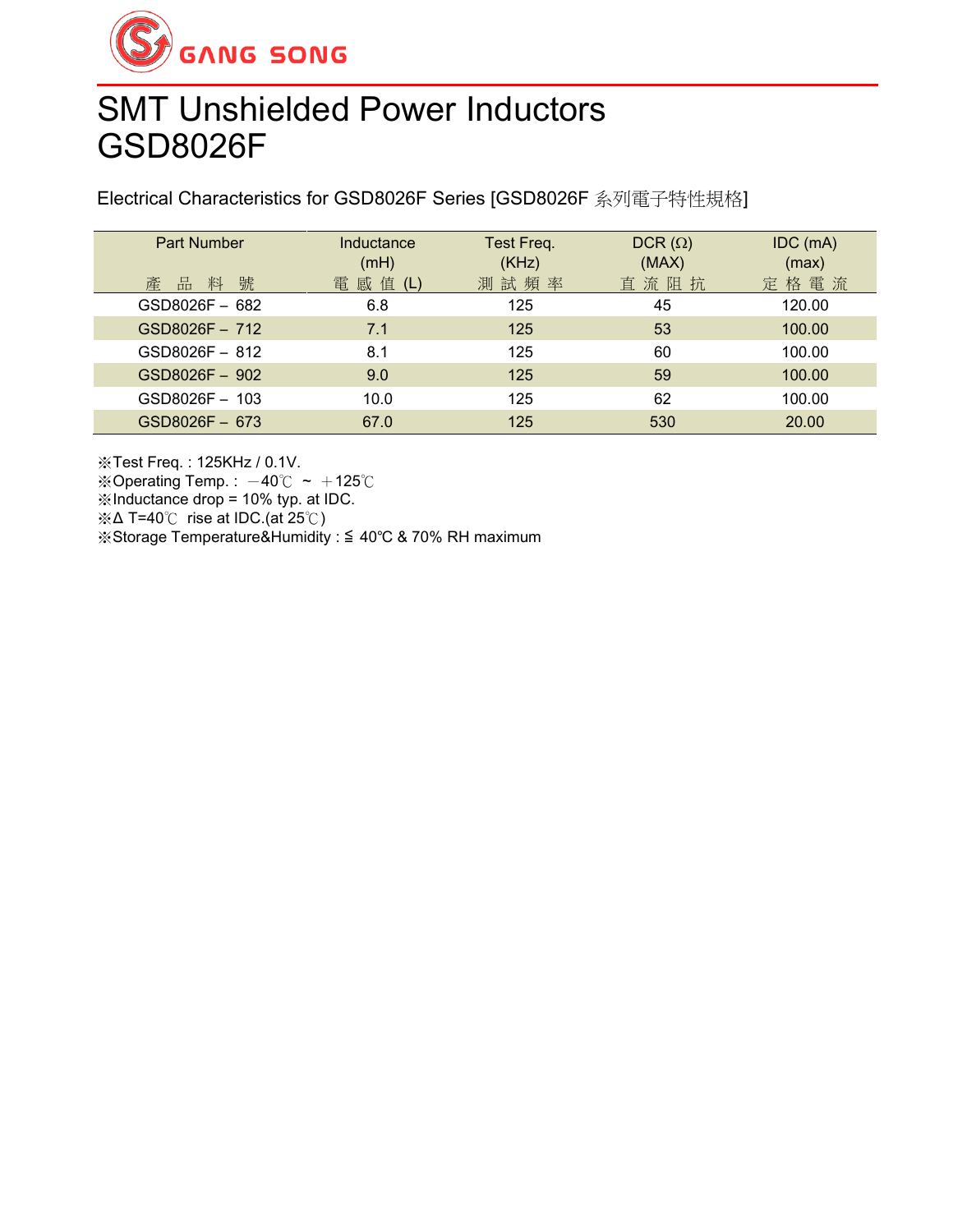GANG SONG

# SMT Unshielded Power Inductors GSD8026F

Electrical Characteristics for GSD8026F Series [GSD8026F 系列電子特性規格]

| Part Number 產 品 料 號 | Inductance (mH) 電 感 值 (L) | Test Freq. (KHz) 測 試 頻 率 | DCR (Ω) (MAX) 直 流 阻 抗 | IDC (mA) (max) 定 格 電 流 |
|---|---|---|---|---|
| GSD8026F – 682 | 6.8 | 125 | 45 | 120.00 |
| GSD8026F – 712 | 7.1 | 125 | 53 | 100.00 |
| GSD8026F – 812 | 8.1 | 125 | 60 | 100.00 |
| GSD8026F – 902 | 9.0 | 125 | 59 | 100.00 |
| GSD8026F – 103 | 10.0 | 125 | 62 | 100.00 |
| GSD8026F – 673 | 67.0 | 125 | 530 | 20.00 |

※Test Freq. : 125KHz / 0.1V.
※Operating Temp. : －40℃ ~ ＋125℃
※Inductance drop = 10% typ. at IDC.
※Δ T=40℃ rise at IDC.(at 25℃)
※Storage Temperature&Humidity : ≦ 40℃ & 70% RH maximum